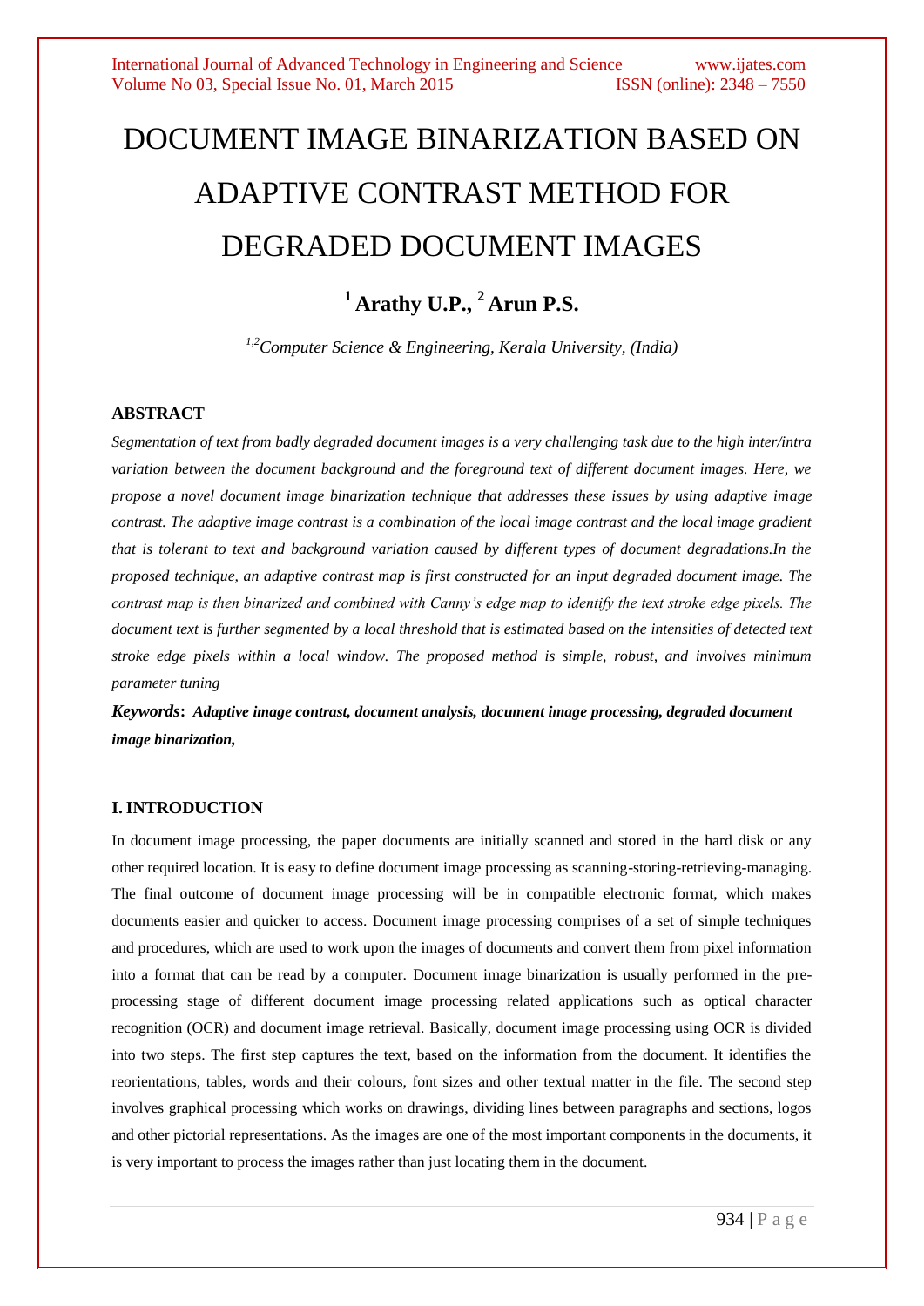# DOCUMENT IMAGE BINARIZATION BASED ON ADAPTIVE CONTRAST METHOD FOR DEGRADED DOCUMENT IMAGES

**[1] Arathy U.P., [2] Arun P.S.**

*[1,2]Computer Science & Engineering, Kerala University, (India)*

## ABSTRACT

*Segmentation of text from badly degraded document images is a very challenging task due to the high inter/intra variation between the document background and the foreground text of different document images. Here, we propose a novel document image binarization technique that addresses these issues by using adaptive image contrast. The adaptive image contrast is a combination of the local image contrast and the local image gradient that is tolerant to text and background variation caused by different types of document degradations.In the proposed technique, an adaptive contrast map is first constructed for an input degraded document image. The contrast map is then binarized and combined with Canny's edge map to identify the text stroke edge pixels. The document text is further segmented by a local threshold that is estimated based on the intensities of detected text stroke edge pixels within a local window. The proposed method is simple, robust, and involves minimum parameter tuning*

***Keywords*: *Adaptive image contrast, document analysis, document image processing, degraded document image binarization,***

## I. INTRODUCTION

In document image processing, the paper documents are initially scanned and stored in the hard disk or any other required location. It is easy to define document image processing as scanning-storing-retrieving-managing. The final outcome of document image processing will be in compatible electronic format, which makes documents easier and quicker to access. Document image processing comprises of a set of simple techniques and procedures, which are used to work upon the images of documents and convert them from pixel information into a format that can be read by a computer. Document image binarization is usually performed in the pre-processing stage of different document image processing related applications such as optical character recognition (OCR) and document image retrieval. Basically, document image processing using OCR is divided into two steps. The first step captures the text, based on the information from the document. It identifies the reorientations, tables, words and their colours, font sizes and other textual matter in the file. The second step involves graphical processing which works on drawings, dividing lines between paragraphs and sections, logos and other pictorial representations. As the images are one of the most important components in the documents, it is very important to process the images rather than just locating them in the document.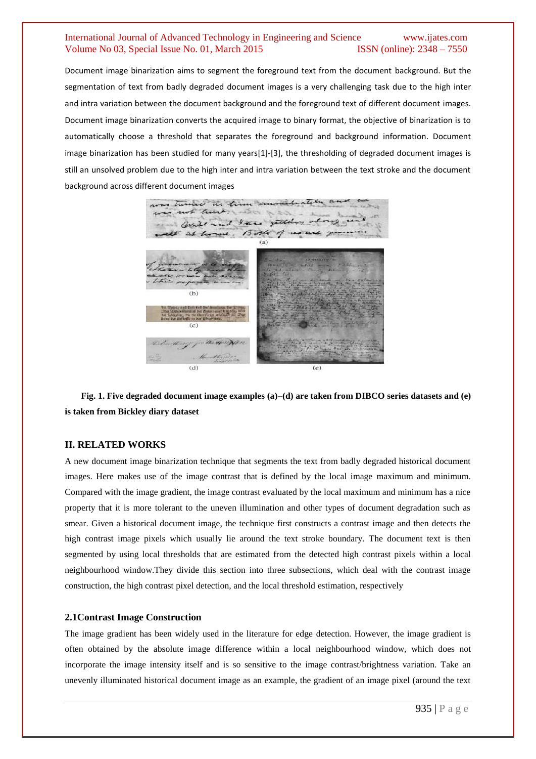Document image binarization aims to segment the foreground text from the document background. But the segmentation of text from badly degraded document images is a very challenging task due to the high inter and intra variation between the document background and the foreground text of different document images. Document image binarization converts the acquired image to binary format, the objective of binarization is to automatically choose a threshold that separates the foreground and background information. Document image binarization has been studied for many years[1]-[3], the thresholding of degraded document images is still an unsolved problem due to the high inter and intra variation between the text stroke and the document background across different document images

**Fig. 1. Five degraded document image examples (a)–(d) are taken from DIBCO series datasets and (e) is taken from Bickley diary dataset**

## II. RELATED WORKS

A new document image binarization technique that segments the text from badly degraded historical document images. Here makes use of the image contrast that is defined by the local image maximum and minimum. Compared with the image gradient, the image contrast evaluated by the local maximum and minimum has a nice property that it is more tolerant to the uneven illumination and other types of document degradation such as smear. Given a historical document image, the technique first constructs a contrast image and then detects the high contrast image pixels which usually lie around the text stroke boundary. The document text is then segmented by using local thresholds that are estimated from the detected high contrast pixels within a local neighbourhood window.They divide this section into three subsections, which deal with the contrast image construction, the high contrast pixel detection, and the local threshold estimation, respectively

### 2.1Contrast Image Construction

The image gradient has been widely used in the literature for edge detection. However, the image gradient is often obtained by the absolute image difference within a local neighbourhood window, which does not incorporate the image intensity itself and is so sensitive to the image contrast/brightness variation. Take an unevenly illuminated historical document image as an example, the gradient of an image pixel (around the text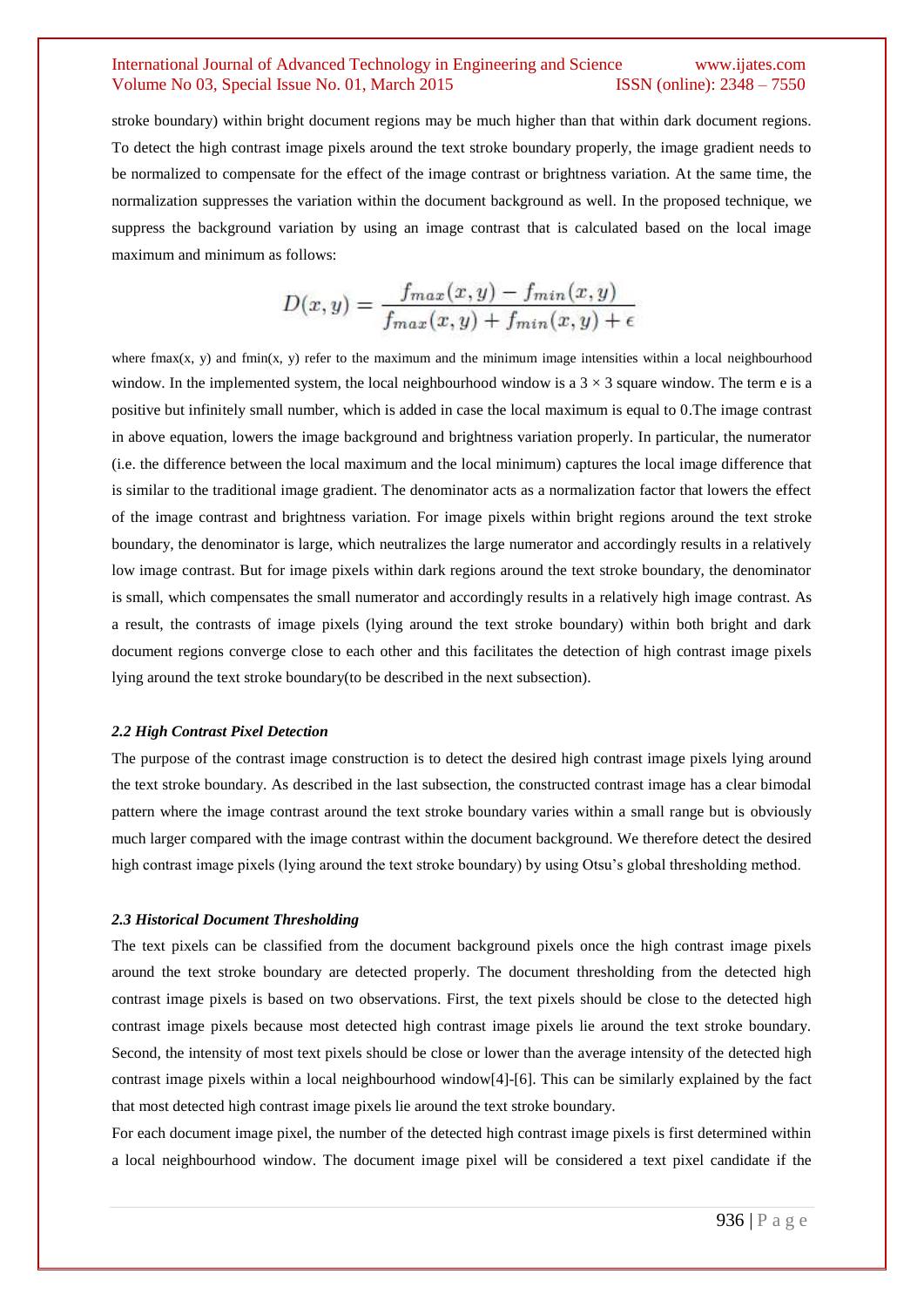stroke boundary) within bright document regions may be much higher than that within dark document regions. To detect the high contrast image pixels around the text stroke boundary properly, the image gradient needs to be normalized to compensate for the effect of the image contrast or brightness variation. At the same time, the normalization suppresses the variation within the document background as well. In the proposed technique, we suppress the background variation by using an image contrast that is calculated based on the local image maximum and minimum as follows:

$$D(x, y) = \frac{f_{max}(x, y) - f_{min}(x, y)}{f_{max}(x, y) + f_{min}(x, y) + \epsilon}$$

where fmax(x, y) and fmin(x, y) refer to the maximum and the minimum image intensities within a local neighbourhood window. In the implemented system, the local neighbourhood window is a 3 × 3 square window. The term e is a positive but infinitely small number, which is added in case the local maximum is equal to 0.The image contrast in above equation, lowers the image background and brightness variation properly. In particular, the numerator (i.e. the difference between the local maximum and the local minimum) captures the local image difference that is similar to the traditional image gradient. The denominator acts as a normalization factor that lowers the effect of the image contrast and brightness variation. For image pixels within bright regions around the text stroke boundary, the denominator is large, which neutralizes the large numerator and accordingly results in a relatively low image contrast. But for image pixels within dark regions around the text stroke boundary, the denominator is small, which compensates the small numerator and accordingly results in a relatively high image contrast. As a result, the contrasts of image pixels (lying around the text stroke boundary) within both bright and dark document regions converge close to each other and this facilitates the detection of high contrast image pixels lying around the text stroke boundary(to be described in the next subsection).

### *2.2 High Contrast Pixel Detection*

The purpose of the contrast image construction is to detect the desired high contrast image pixels lying around the text stroke boundary. As described in the last subsection, the constructed contrast image has a clear bimodal pattern where the image contrast around the text stroke boundary varies within a small range but is obviously much larger compared with the image contrast within the document background. We therefore detect the desired high contrast image pixels (lying around the text stroke boundary) by using Otsu's global thresholding method.

### *2.3 Historical Document Thresholding*

The text pixels can be classified from the document background pixels once the high contrast image pixels around the text stroke boundary are detected properly. The document thresholding from the detected high contrast image pixels is based on two observations. First, the text pixels should be close to the detected high contrast image pixels because most detected high contrast image pixels lie around the text stroke boundary. Second, the intensity of most text pixels should be close or lower than the average intensity of the detected high contrast image pixels within a local neighbourhood window[4]-[6]. This can be similarly explained by the fact that most detected high contrast image pixels lie around the text stroke boundary.

For each document image pixel, the number of the detected high contrast image pixels is first determined within a local neighbourhood window. The document image pixel will be considered a text pixel candidate if the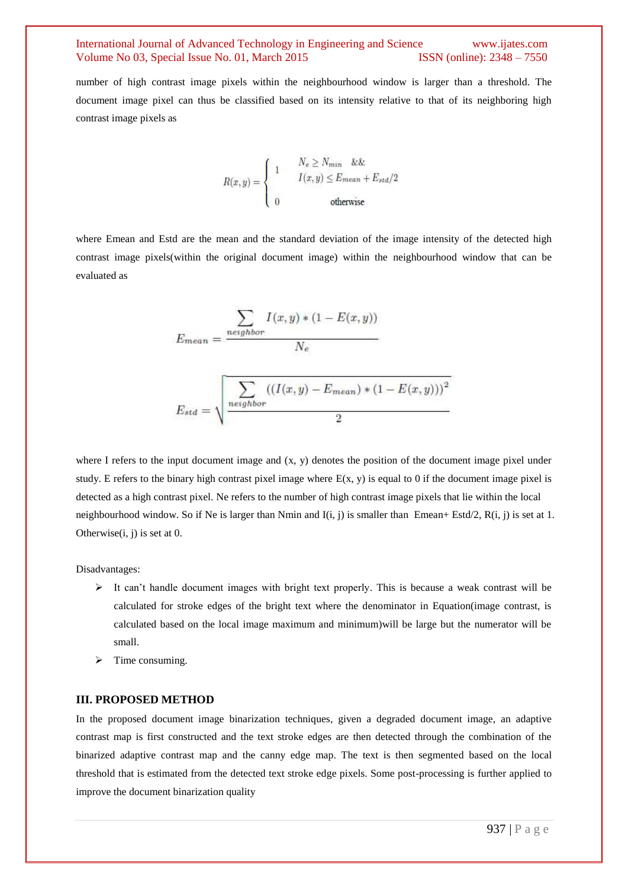number of high contrast image pixels within the neighbourhood window is larger than a threshold. The document image pixel can thus be classified based on its intensity relative to that of its neighboring high contrast image pixels as

$$R(x,y) = \begin{cases} 1 & N_e \geq N_{min} \ \ \&\& \\ & I(x,y) \leq E_{mean} + E_{std}/2 \\ 0 & \text{otherwise} \end{cases}$$

where Emean and Estd are the mean and the standard deviation of the image intensity of the detected high contrast image pixels(within the original document image) within the neighbourhood window that can be evaluated as

$$E_{mean} = \frac{\sum_{neighbor} I(x,y) * (1 - E(x,y))}{N_e}$$

$$E_{std} = \sqrt{\frac{\sum_{neighbor} ((I(x,y) - E_{mean}) * (1 - E(x,y)))^2}{2}}$$

where I refers to the input document image and (x, y) denotes the position of the document image pixel under study. E refers to the binary high contrast pixel image where E(x, y) is equal to 0 if the document image pixel is detected as a high contrast pixel. Ne refers to the number of high contrast image pixels that lie within the local neighbourhood window. So if Ne is larger than Nmin and I(i, j) is smaller than Emean+ Estd/2, R(i, j) is set at 1. Otherwise(i, j) is set at 0.

Disadvantages:

- It can't handle document images with bright text properly. This is because a weak contrast will be calculated for stroke edges of the bright text where the denominator in Equation(image contrast, is calculated based on the local image maximum and minimum)will be large but the numerator will be small.
- Time consuming.

## III. PROPOSED METHOD

In the proposed document image binarization techniques, given a degraded document image, an adaptive contrast map is first constructed and the text stroke edges are then detected through the combination of the binarized adaptive contrast map and the canny edge map. The text is then segmented based on the local threshold that is estimated from the detected text stroke edge pixels. Some post-processing is further applied to improve the document binarization quality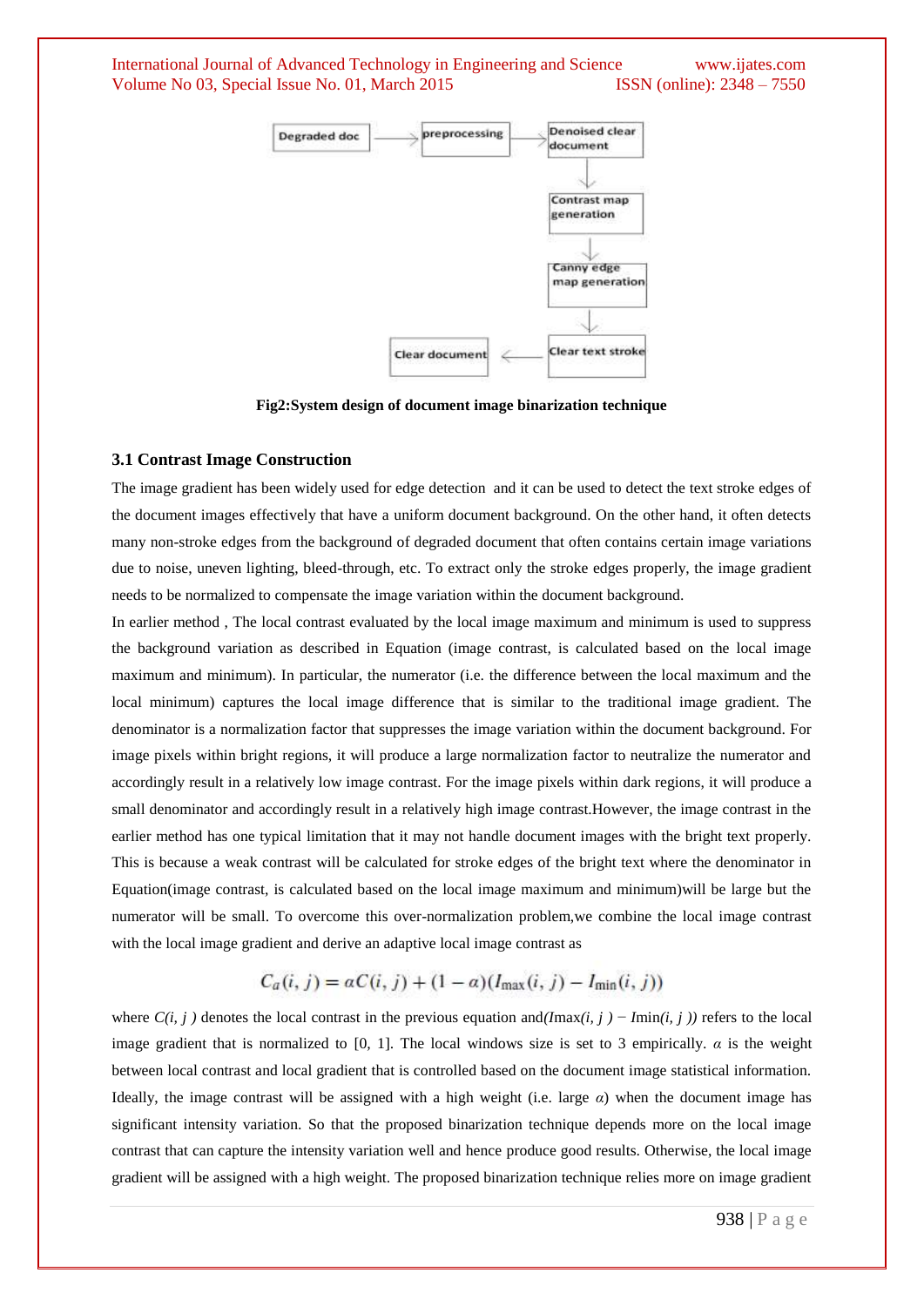Fig2:System design of document image binarization technique

### 3.1 Contrast Image Construction

The image gradient has been widely used for edge detection and it can be used to detect the text stroke edges of the document images effectively that have a uniform document background. On the other hand, it often detects many non-stroke edges from the background of degraded document that often contains certain image variations due to noise, uneven lighting, bleed-through, etc. To extract only the stroke edges properly, the image gradient needs to be normalized to compensate the image variation within the document background.

In earlier method , The local contrast evaluated by the local image maximum and minimum is used to suppress the background variation as described in Equation (image contrast, is calculated based on the local image maximum and minimum). In particular, the numerator (i.e. the difference between the local maximum and the local minimum) captures the local image difference that is similar to the traditional image gradient. The denominator is a normalization factor that suppresses the image variation within the document background. For image pixels within bright regions, it will produce a large normalization factor to neutralize the numerator and accordingly result in a relatively low image contrast. For the image pixels within dark regions, it will produce a small denominator and accordingly result in a relatively high image contrast.However, the image contrast in the earlier method has one typical limitation that it may not handle document images with the bright text properly. This is because a weak contrast will be calculated for stroke edges of the bright text where the denominator in Equation(image contrast, is calculated based on the local image maximum and minimum)will be large but the numerator will be small. To overcome this over-normalization problem,we combine the local image contrast with the local image gradient and derive an adaptive local image contrast as

$$C_a(i, j) = \alpha C(i, j) + (1 - \alpha)(I_{\max}(i, j) - I_{\min}(i, j))$$

where $C(i, j)$ denotes the local contrast in the previous equation and$(I\max(i, j) - I\min(i, j))$ refers to the local image gradient that is normalized to [0, 1]. The local windows size is set to 3 empirically. $\alpha$ is the weight between local contrast and local gradient that is controlled based on the document image statistical information. Ideally, the image contrast will be assigned with a high weight (i.e. large $\alpha$) when the document image has significant intensity variation. So that the proposed binarization technique depends more on the local image contrast that can capture the intensity variation well and hence produce good results. Otherwise, the local image gradient will be assigned with a high weight. The proposed binarization technique relies more on image gradient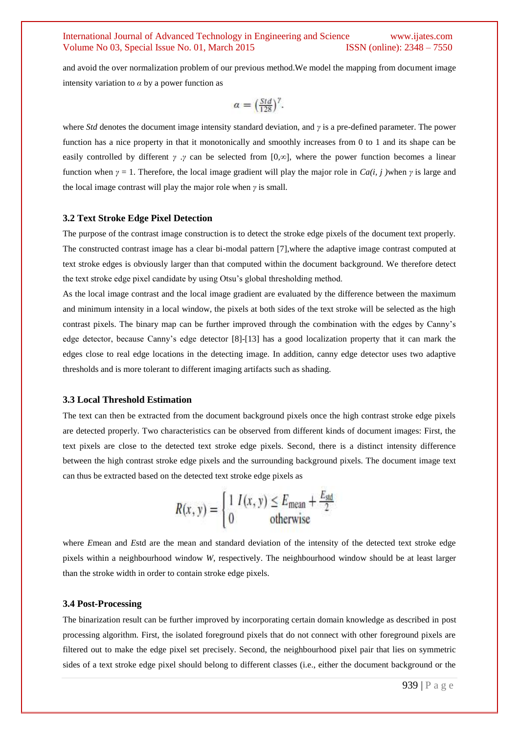and avoid the over normalization problem of our previous method.We model the mapping from document image intensity variation to $\alpha$ by a power function as

$$\alpha = \left(\frac{Std}{128}\right)^{\gamma}.$$

where *Std* denotes the document image intensity standard deviation, and $\gamma$ is a pre-defined parameter. The power function has a nice property in that it monotonically and smoothly increases from 0 to 1 and its shape can be easily controlled by different $\gamma$ .$\gamma$ can be selected from $[0,\infty]$, where the power function becomes a linear function when $\gamma = 1$. Therefore, the local image gradient will play the major role in $Ca(i, j)$when $\gamma$ is large and the local image contrast will play the major role when $\gamma$ is small.

### 3.2 Text Stroke Edge Pixel Detection

The purpose of the contrast image construction is to detect the stroke edge pixels of the document text properly. The constructed contrast image has a clear bi-modal pattern [7],where the adaptive image contrast computed at text stroke edges is obviously larger than that computed within the document background. We therefore detect the text stroke edge pixel candidate by using Otsu's global thresholding method.

As the local image contrast and the local image gradient are evaluated by the difference between the maximum and minimum intensity in a local window, the pixels at both sides of the text stroke will be selected as the high contrast pixels. The binary map can be further improved through the combination with the edges by Canny's edge detector, because Canny's edge detector [8]-[13] has a good localization property that it can mark the edges close to real edge locations in the detecting image. In addition, canny edge detector uses two adaptive thresholds and is more tolerant to different imaging artifacts such as shading.

### 3.3 Local Threshold Estimation

The text can then be extracted from the document background pixels once the high contrast stroke edge pixels are detected properly. Two characteristics can be observed from different kinds of document images: First, the text pixels are close to the detected text stroke edge pixels. Second, there is a distinct intensity difference between the high contrast stroke edge pixels and the surrounding background pixels. The document image text can thus be extracted based on the detected text stroke edge pixels as

$$R(x,y) = \begin{cases} 1 & I(x,y) \le E_{\text{mean}} + \frac{E_{\text{std}}}{2} \\ 0 & \text{otherwise} \end{cases}$$

where $E_{mean}$ and $E_{std}$ are the mean and standard deviation of the intensity of the detected text stroke edge pixels within a neighbourhood window *W*, respectively. The neighbourhood window should be at least larger than the stroke width in order to contain stroke edge pixels.

### 3.4 Post-Processing

The binarization result can be further improved by incorporating certain domain knowledge as described in post processing algorithm. First, the isolated foreground pixels that do not connect with other foreground pixels are filtered out to make the edge pixel set precisely. Second, the neighbourhood pixel pair that lies on symmetric sides of a text stroke edge pixel should belong to different classes (i.e., either the document background or the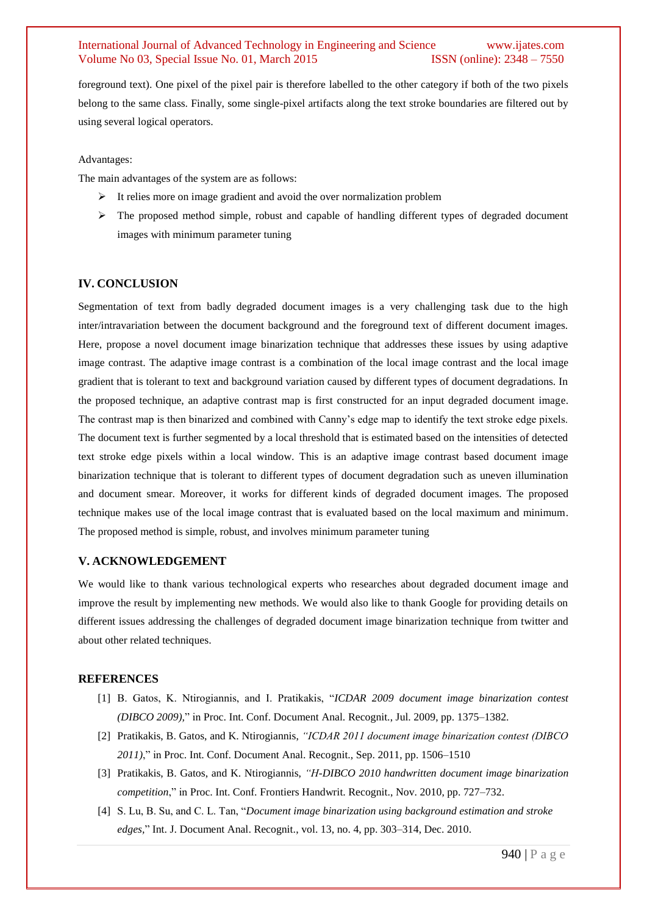foreground text). One pixel of the pixel pair is therefore labelled to the other category if both of the two pixels belong to the same class. Finally, some single-pixel artifacts along the text stroke boundaries are filtered out by using several logical operators.

Advantages:

The main advantages of the system are as follows:

- It relies more on image gradient and avoid the over normalization problem
- The proposed method simple, robust and capable of handling different types of degraded document images with minimum parameter tuning

## IV. CONCLUSION

Segmentation of text from badly degraded document images is a very challenging task due to the high inter/intravariation between the document background and the foreground text of different document images. Here, propose a novel document image binarization technique that addresses these issues by using adaptive image contrast. The adaptive image contrast is a combination of the local image contrast and the local image gradient that is tolerant to text and background variation caused by different types of document degradations. In the proposed technique, an adaptive contrast map is first constructed for an input degraded document image. The contrast map is then binarized and combined with Canny's edge map to identify the text stroke edge pixels. The document text is further segmented by a local threshold that is estimated based on the intensities of detected text stroke edge pixels within a local window. This is an adaptive image contrast based document image binarization technique that is tolerant to different types of document degradation such as uneven illumination and document smear. Moreover, it works for different kinds of degraded document images. The proposed technique makes use of the local image contrast that is evaluated based on the local maximum and minimum. The proposed method is simple, robust, and involves minimum parameter tuning

## V. ACKNOWLEDGEMENT

We would like to thank various technological experts who researches about degraded document image and improve the result by implementing new methods. We would also like to thank Google for providing details on different issues addressing the challenges of degraded document image binarization technique from twitter and about other related techniques.

## REFERENCES

[1] B. Gatos, K. Ntirogiannis, and I. Pratikakis, "*ICDAR 2009 document image binarization contest (DIBCO 2009)*," in Proc. Int. Conf. Document Anal. Recognit., Jul. 2009, pp. 1375–1382.

[2] Pratikakis, B. Gatos, and K. Ntirogiannis, *"ICDAR 2011 document image binarization contest (DIBCO 2011)*," in Proc. Int. Conf. Document Anal. Recognit., Sep. 2011, pp. 1506–1510

[3] Pratikakis, B. Gatos, and K. Ntirogiannis, *"H-DIBCO 2010 handwritten document image binarization competition*," in Proc. Int. Conf. Frontiers Handwrit. Recognit., Nov. 2010, pp. 727–732.

[4] S. Lu, B. Su, and C. L. Tan, "*Document image binarization using background estimation and stroke edges*," Int. J. Document Anal. Recognit., vol. 13, no. 4, pp. 303–314, Dec. 2010.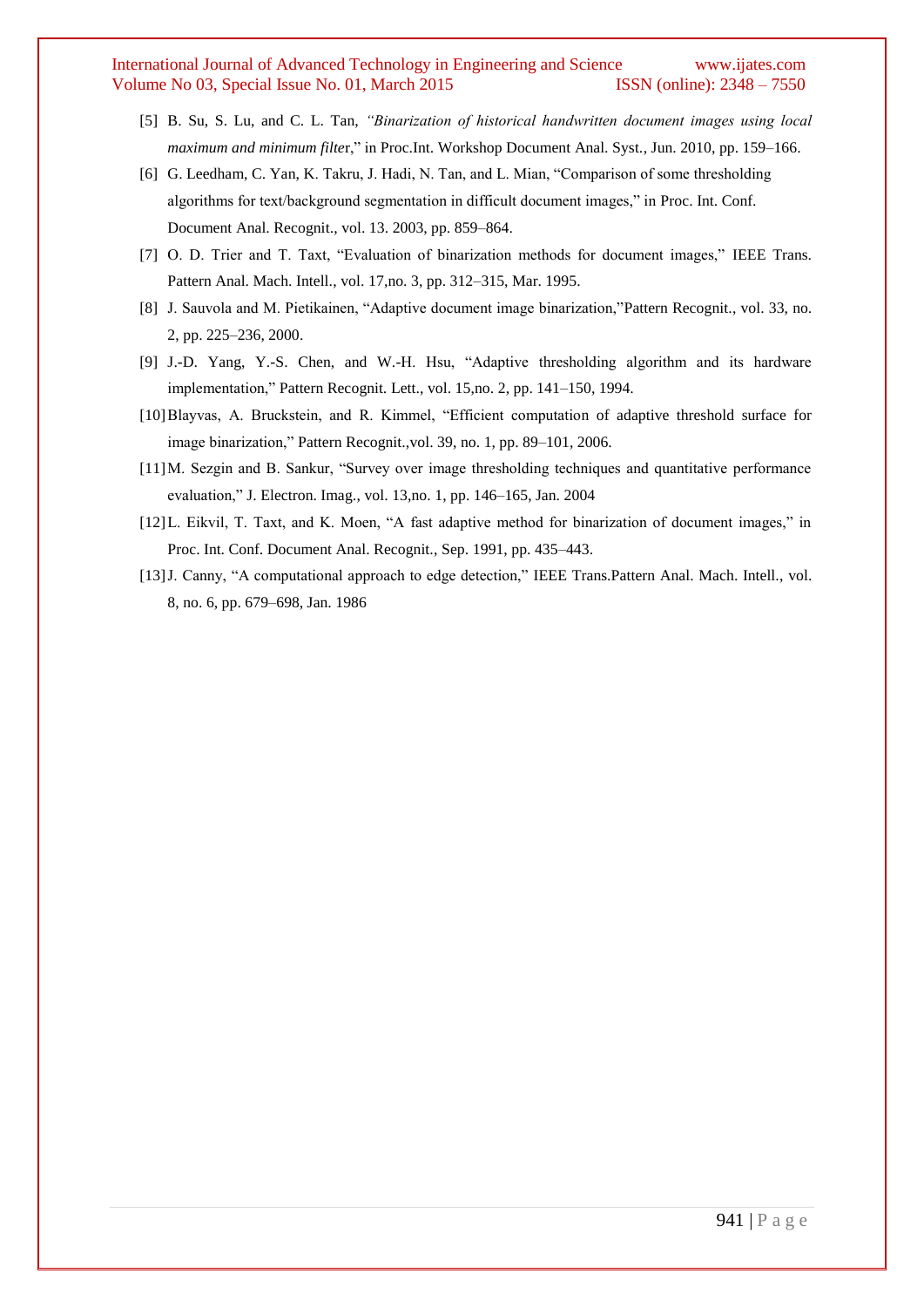[5] B. Su, S. Lu, and C. L. Tan, *"Binarization of historical handwritten document images using local maximum and minimum filte*r," in Proc.Int. Workshop Document Anal. Syst., Jun. 2010, pp. 159–166.

[6] G. Leedham, C. Yan, K. Takru, J. Hadi, N. Tan, and L. Mian, "Comparison of some thresholding algorithms for text/background segmentation in difficult document images," in Proc. Int. Conf. Document Anal. Recognit., vol. 13. 2003, pp. 859–864.

[7] O. D. Trier and T. Taxt, "Evaluation of binarization methods for document images," IEEE Trans. Pattern Anal. Mach. Intell., vol. 17,no. 3, pp. 312–315, Mar. 1995.

[8] J. Sauvola and M. Pietikainen, "Adaptive document image binarization,"Pattern Recognit., vol. 33, no. 2, pp. 225–236, 2000.

[9] J.-D. Yang, Y.-S. Chen, and W.-H. Hsu, "Adaptive thresholding algorithm and its hardware implementation," Pattern Recognit. Lett., vol. 15,no. 2, pp. 141–150, 1994.

[10] Blayvas, A. Bruckstein, and R. Kimmel, "Efficient computation of adaptive threshold surface for image binarization," Pattern Recognit.,vol. 39, no. 1, pp. 89–101, 2006.

[11] M. Sezgin and B. Sankur, "Survey over image thresholding techniques and quantitative performance evaluation," J. Electron. Imag., vol. 13,no. 1, pp. 146–165, Jan. 2004

[12] L. Eikvil, T. Taxt, and K. Moen, "A fast adaptive method for binarization of document images," in Proc. Int. Conf. Document Anal. Recognit., Sep. 1991, pp. 435–443.

[13] J. Canny, "A computational approach to edge detection," IEEE Trans.Pattern Anal. Mach. Intell., vol. 8, no. 6, pp. 679–698, Jan. 1986